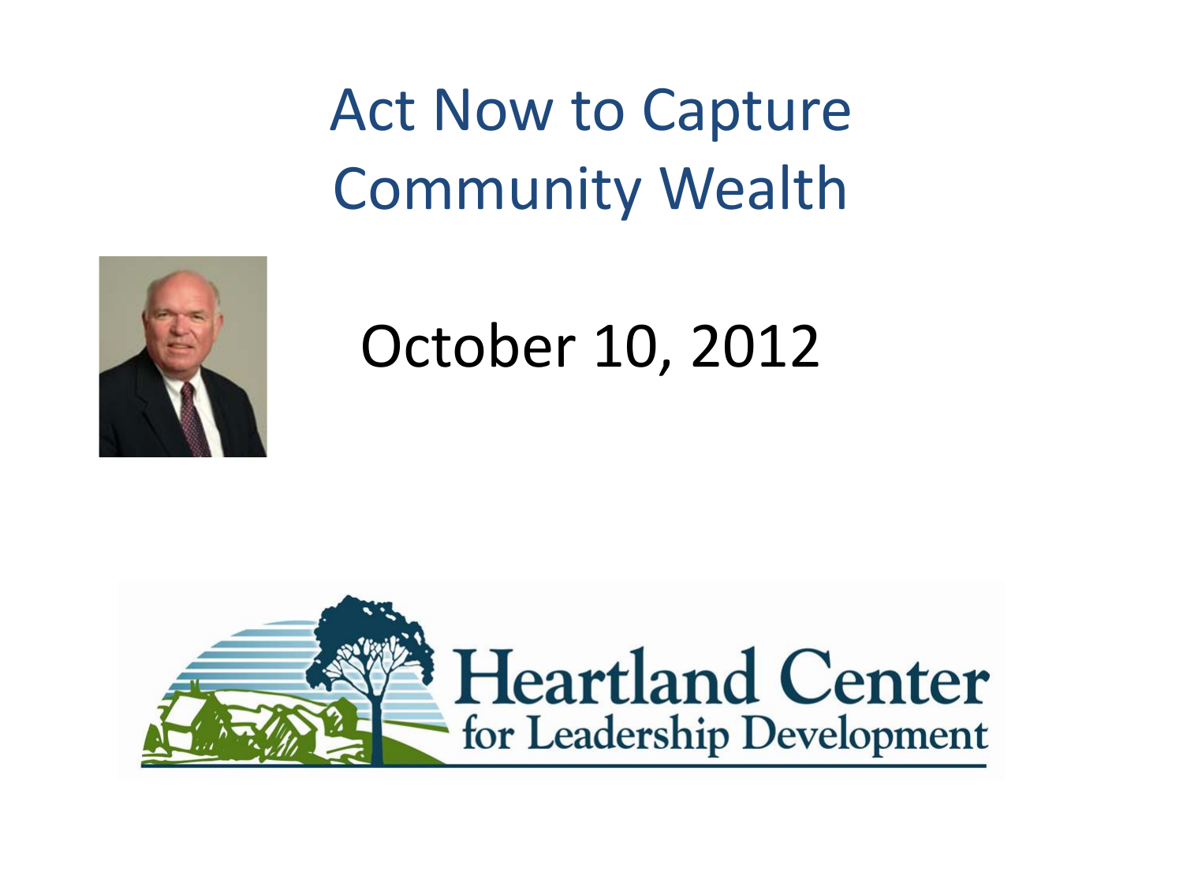# Act Now to Capture Community Wealth

October 10, 2012

Heartland Center for Leadership Development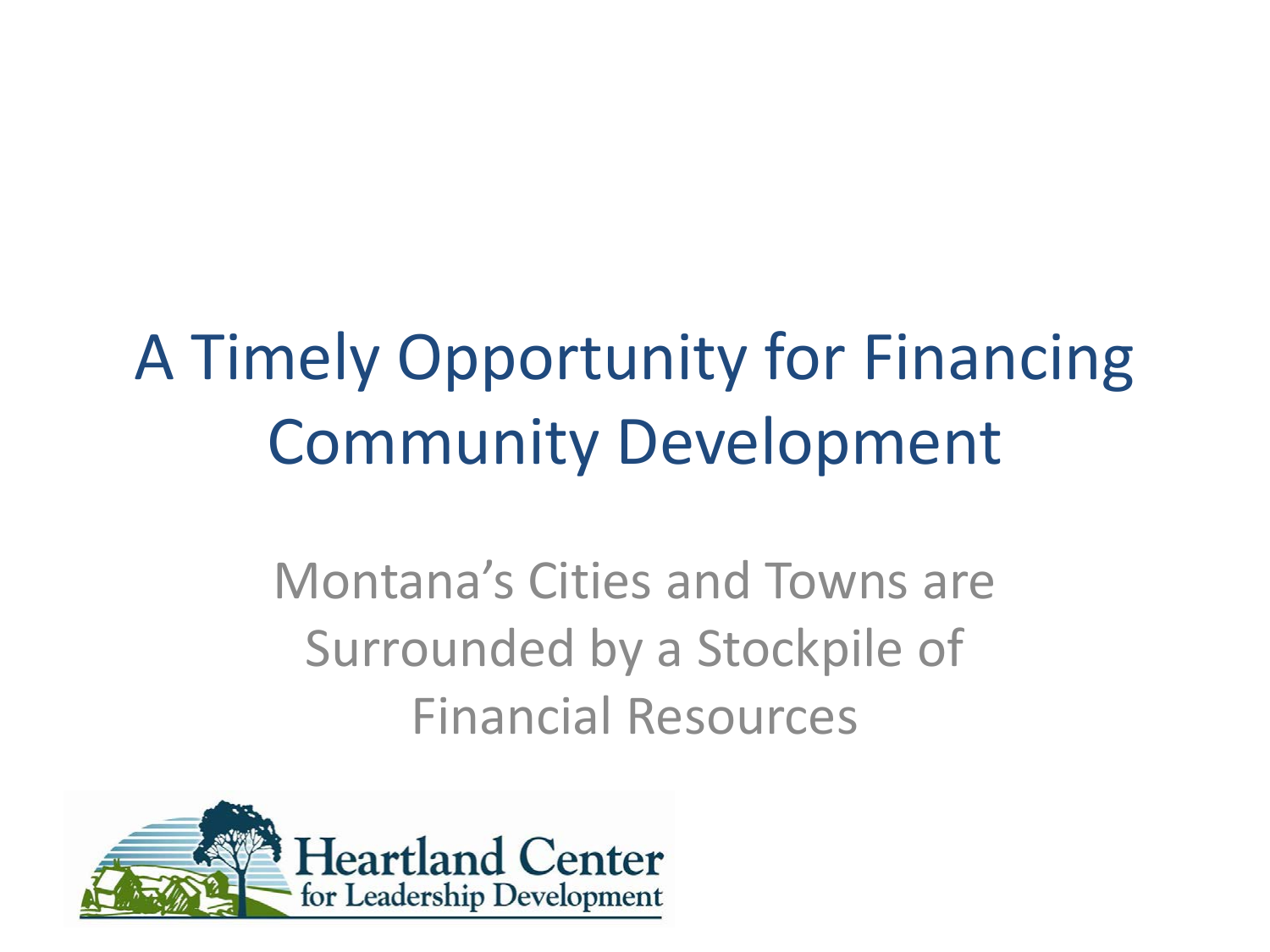# A Timely Opportunity for Financing Community Development

Montana's Cities and Towns are Surrounded by a Stockpile of Financial Resources

Heartland Center for Leadership Development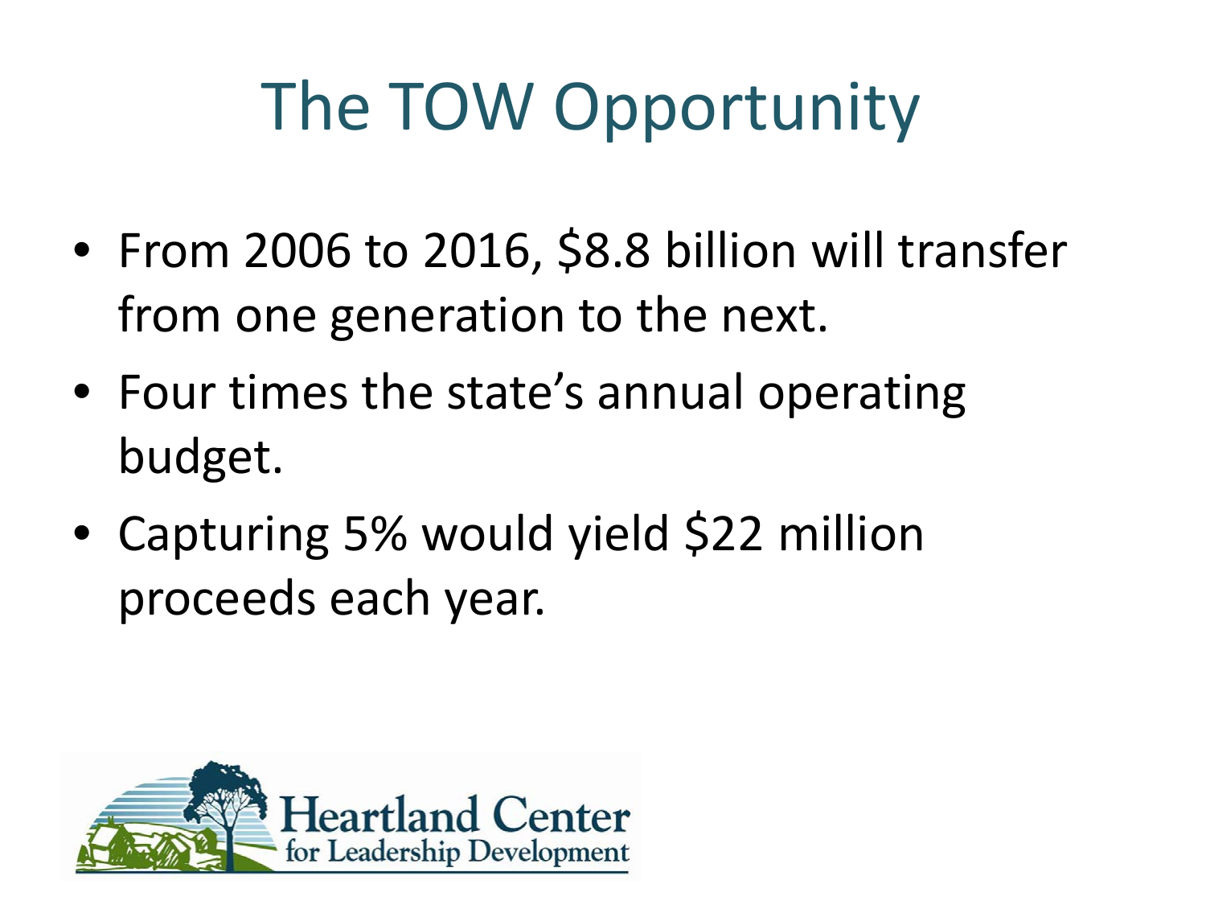# The TOW Opportunity

- From 2006 to 2016, $8.8 billion will transfer from one generation to the next.
- Four times the state's annual operating budget.
- Capturing 5% would yield $22 million proceeds each year.

Heartland Center for Leadership Development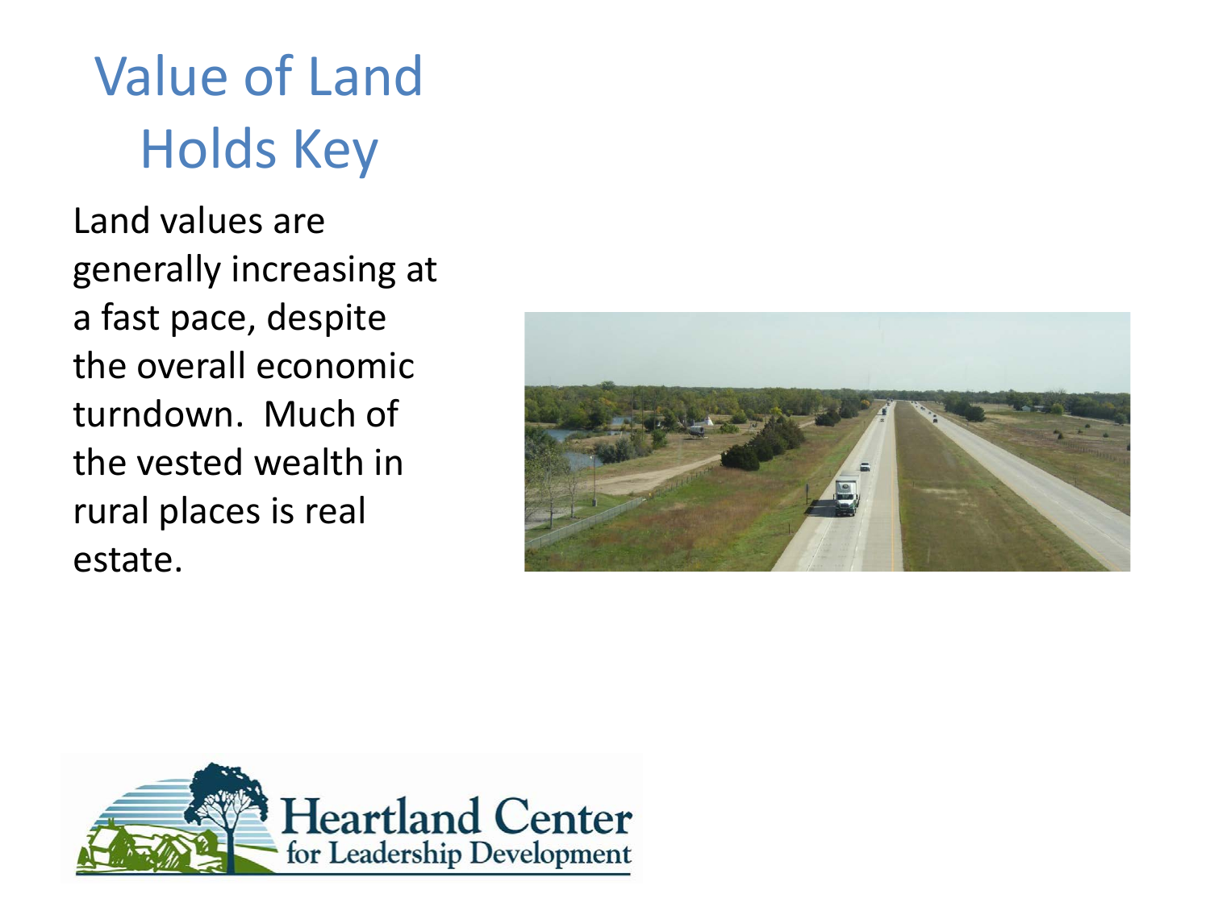# Value of Land Holds Key

Land values are generally increasing at a fast pace, despite the overall economic turndown. Much of the vested wealth in rural places is real estate.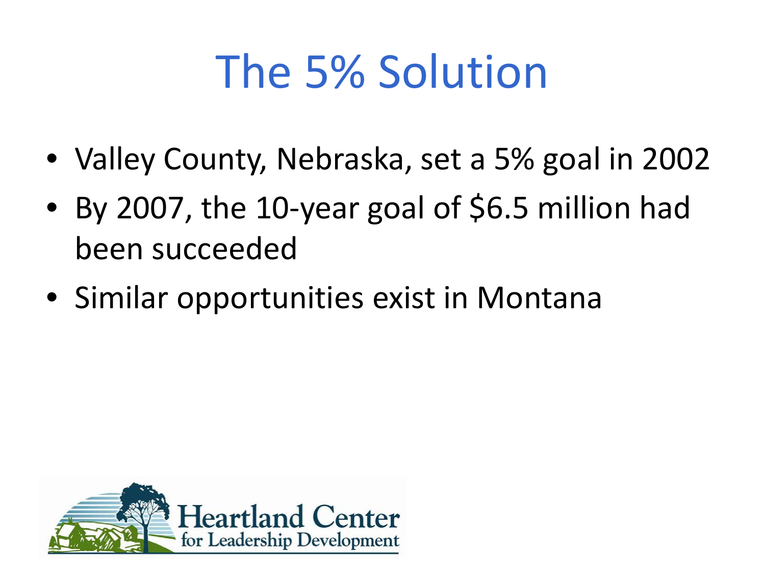# The 5% Solution

- Valley County, Nebraska, set a 5% goal in 2002
- By 2007, the 10-year goal of $6.5 million had been succeeded
- Similar opportunities exist in Montana

Heartland Center for Leadership Development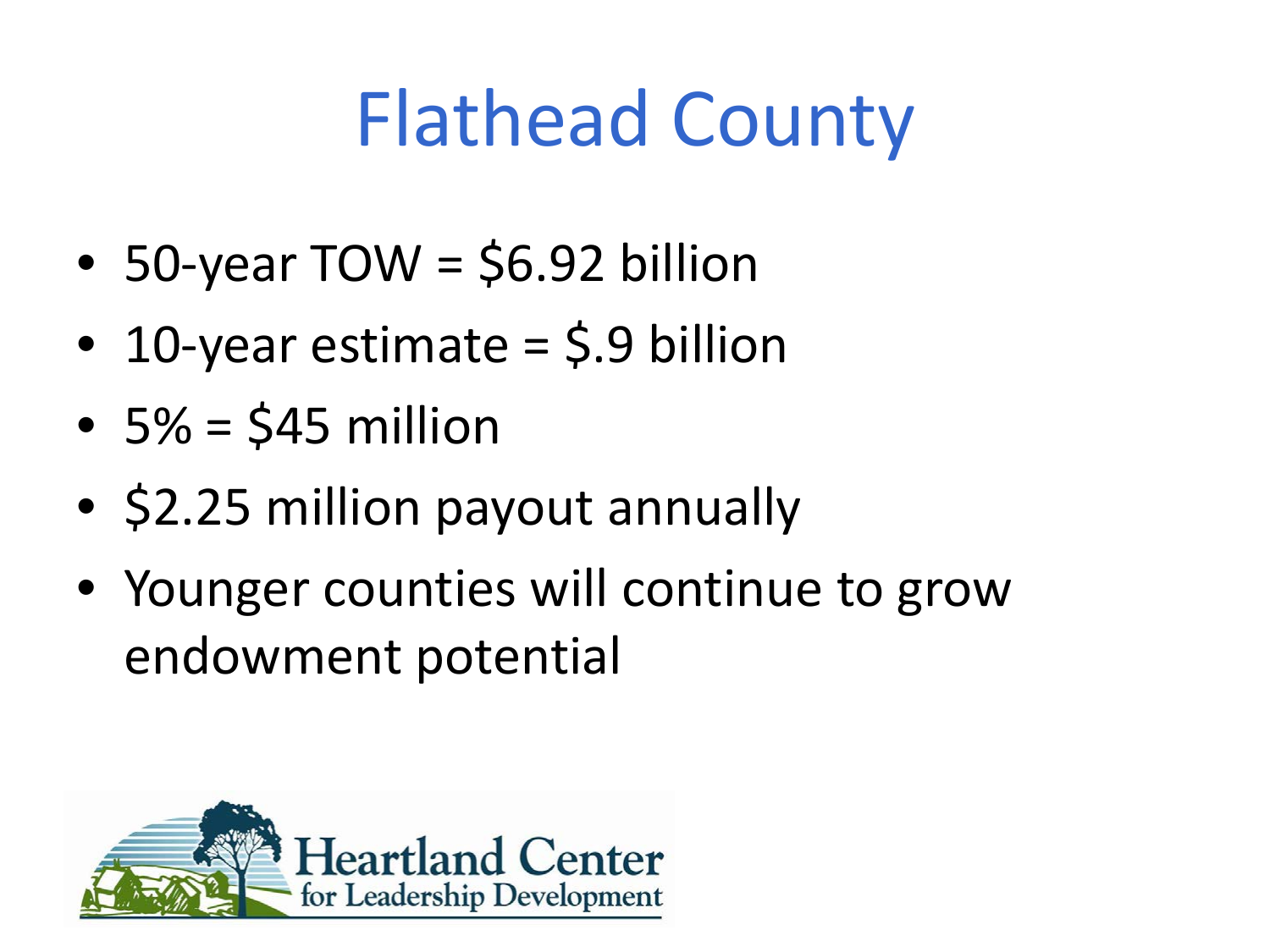# Flathead County

- 50-year TOW = $6.92 billion
- 10-year estimate = $.9 billion
- 5% = $45 million
- $2.25 million payout annually
- Younger counties will continue to grow endowment potential

Heartland Center for Leadership Development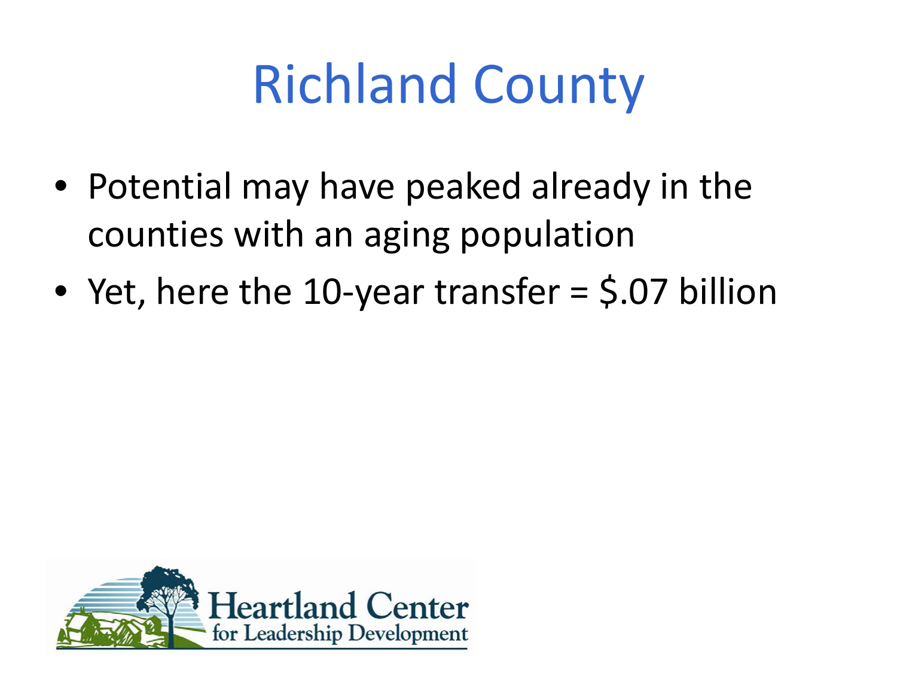# Richland County

- Potential may have peaked already in the counties with an aging population
- Yet, here the 10-year transfer = $.07 billion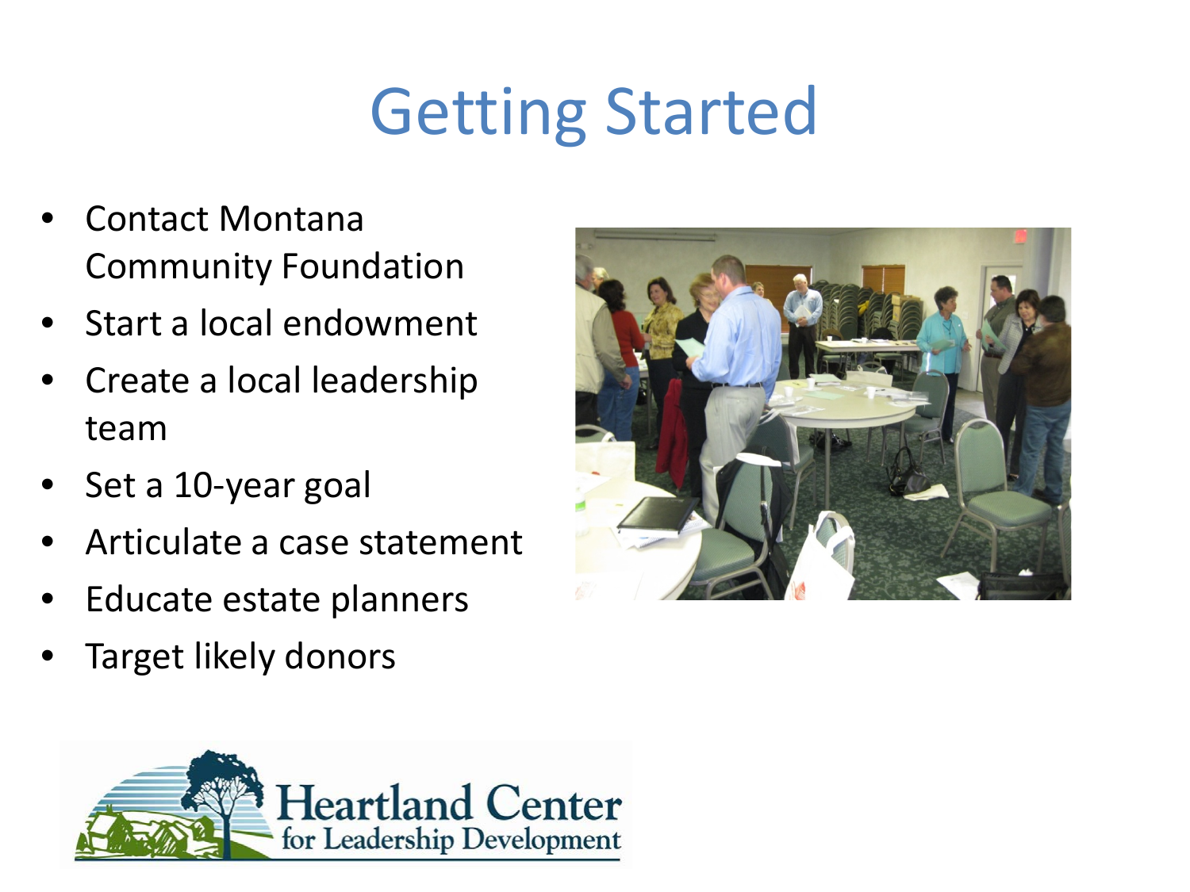# Getting Started

- Contact Montana Community Foundation
- Start a local endowment
- Create a local leadership team
- Set a 10-year goal
- Articulate a case statement
- Educate estate planners
- Target likely donors

Heartland Center for Leadership Development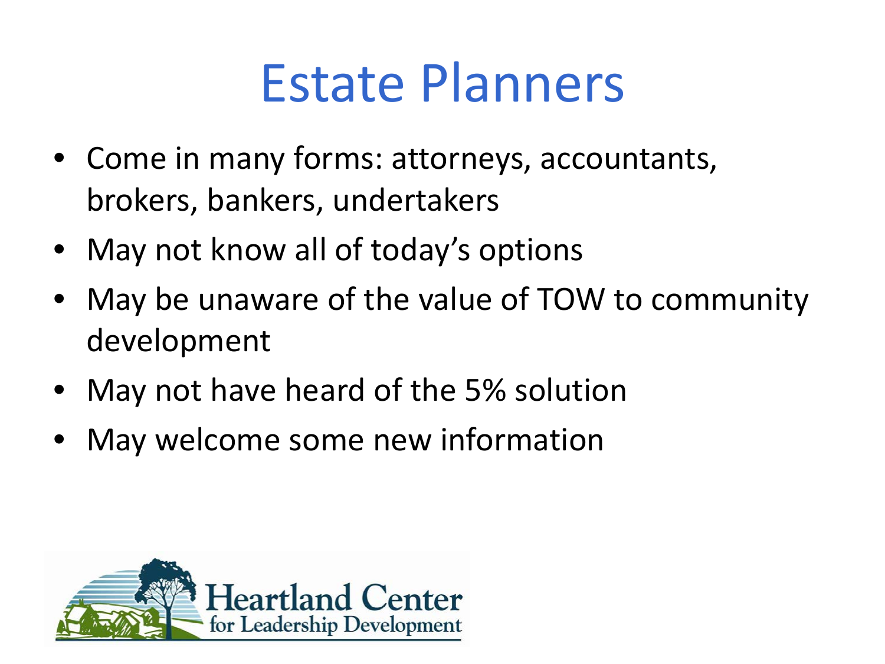# Estate Planners

- Come in many forms: attorneys, accountants, brokers, bankers, undertakers
- May not know all of today's options
- May be unaware of the value of TOW to community development
- May not have heard of the 5% solution
- May welcome some new information

Heartland Center for Leadership Development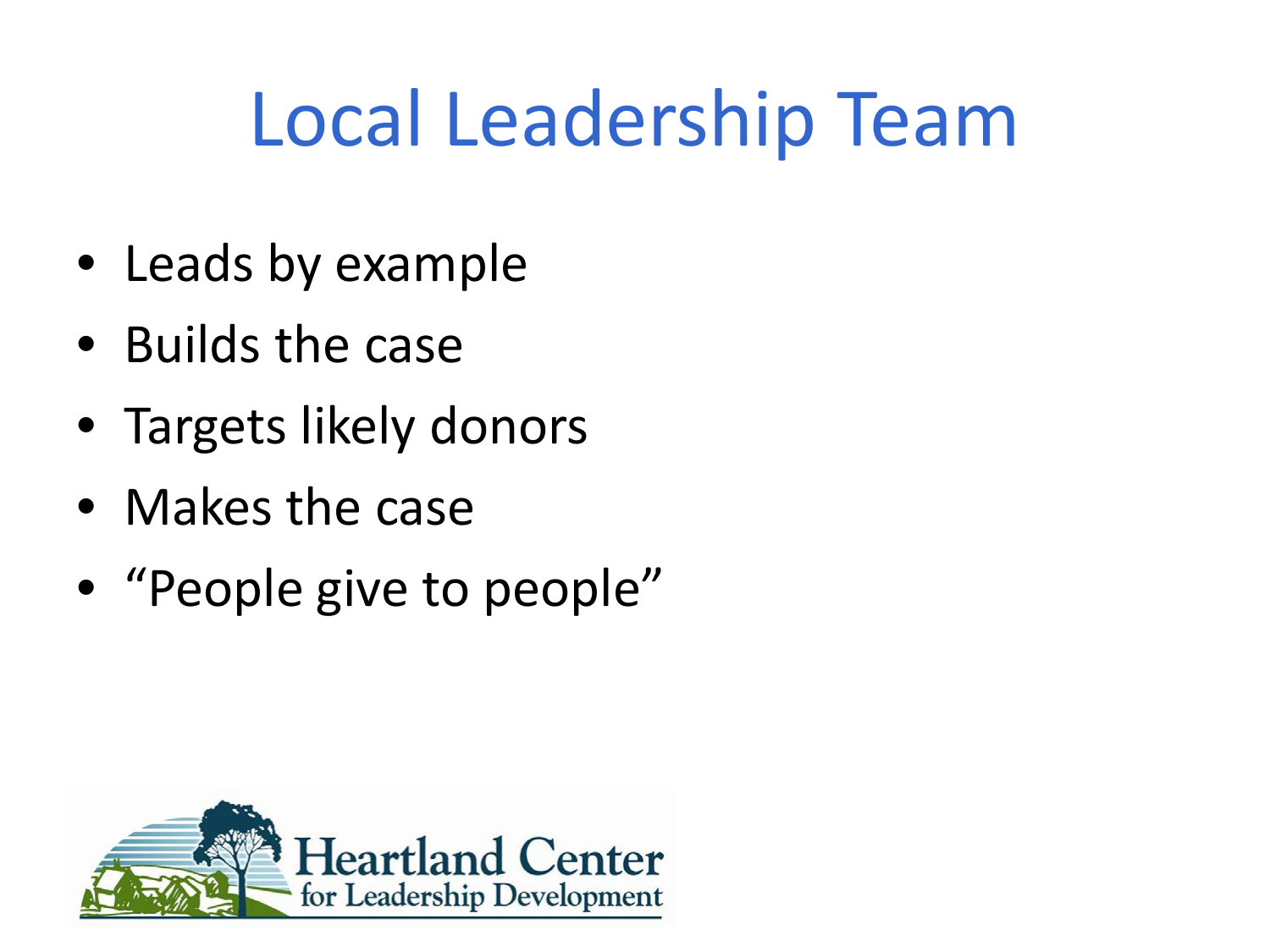# Local Leadership Team

- Leads by example
- Builds the case
- Targets likely donors
- Makes the case
- "People give to people"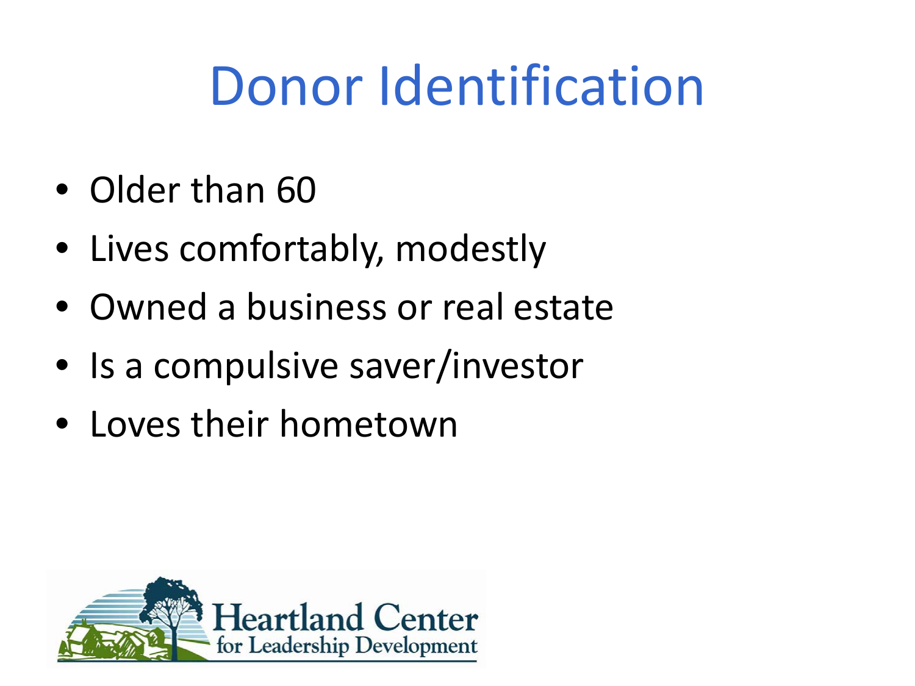# Donor Identification

- Older than 60
- Lives comfortably, modestly
- Owned a business or real estate
- Is a compulsive saver/investor
- Loves their hometown

Heartland Center for Leadership Development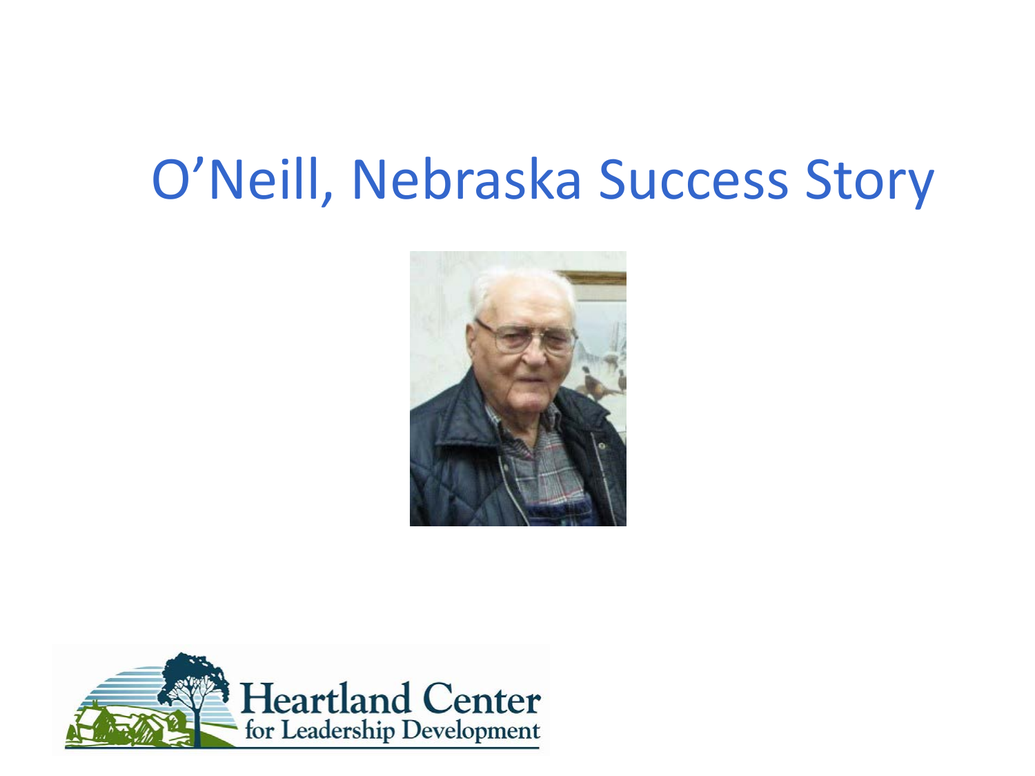# O'Neill, Nebraska Success Story

Heartland Center for Leadership Development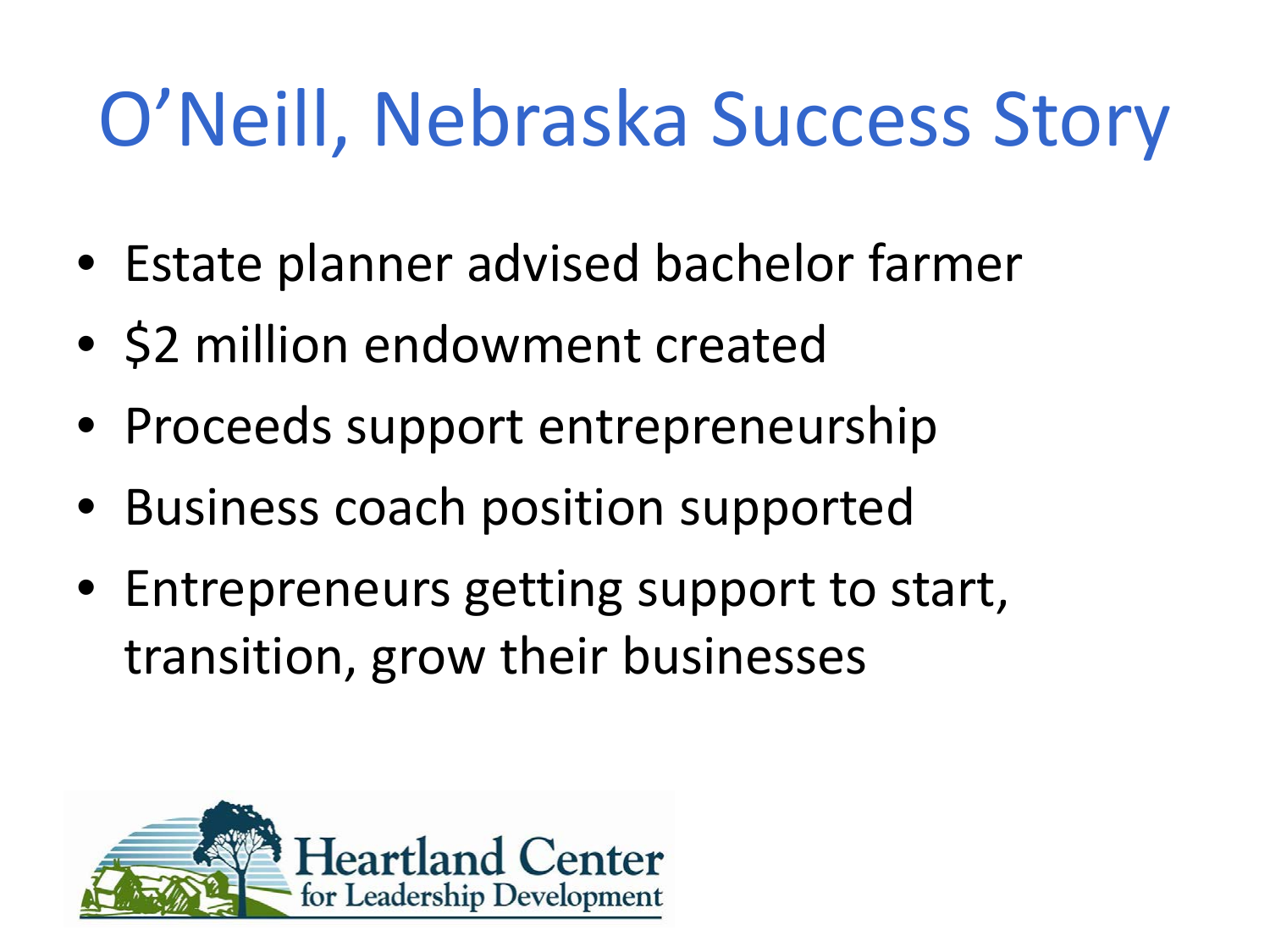# O'Neill, Nebraska Success Story

- Estate planner advised bachelor farmer
- $2 million endowment created
- Proceeds support entrepreneurship
- Business coach position supported
- Entrepreneurs getting support to start, transition, grow their businesses

Heartland Center for Leadership Development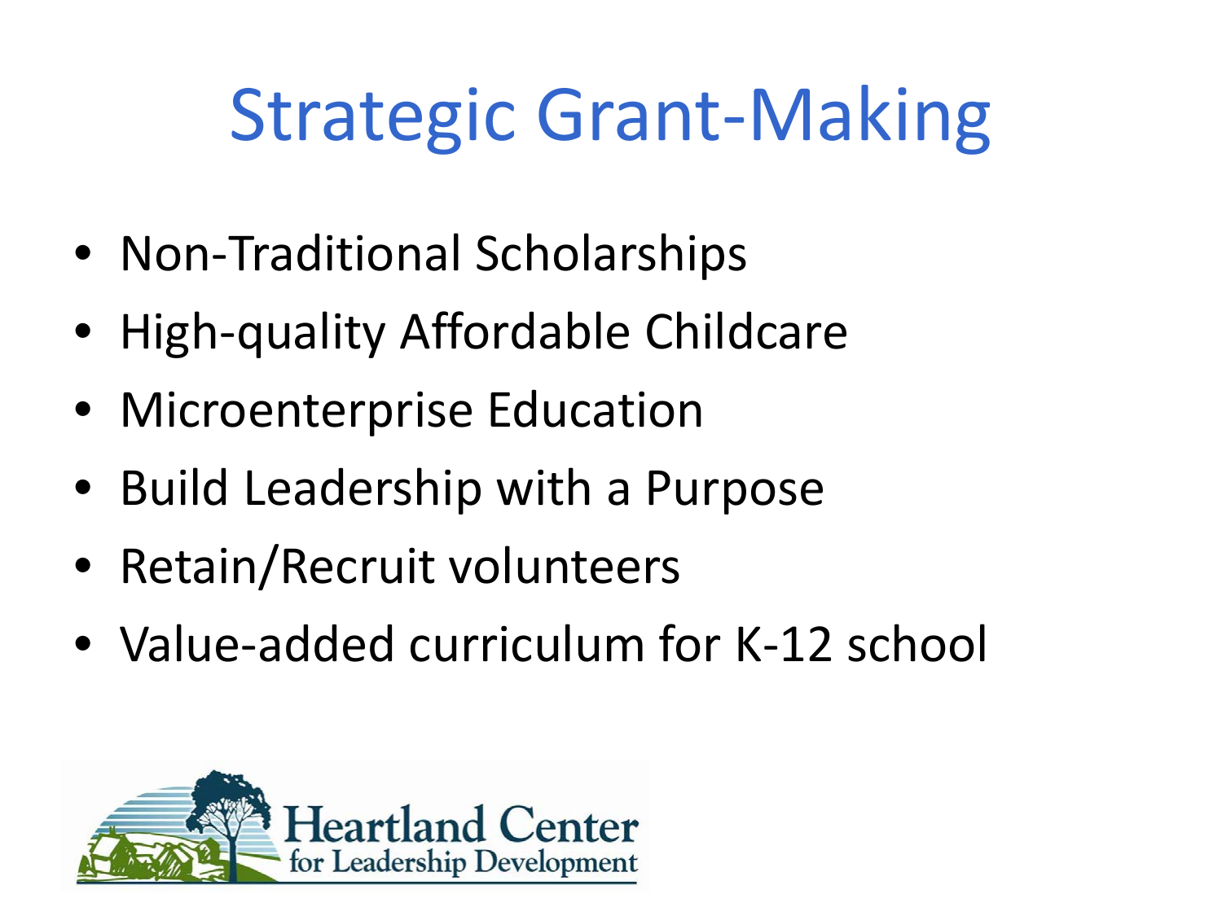# Strategic Grant-Making

- Non-Traditional Scholarships
- High-quality Affordable Childcare
- Microenterprise Education
- Build Leadership with a Purpose
- Retain/Recruit volunteers
- Value-added curriculum for K-12 school

Heartland Center for Leadership Development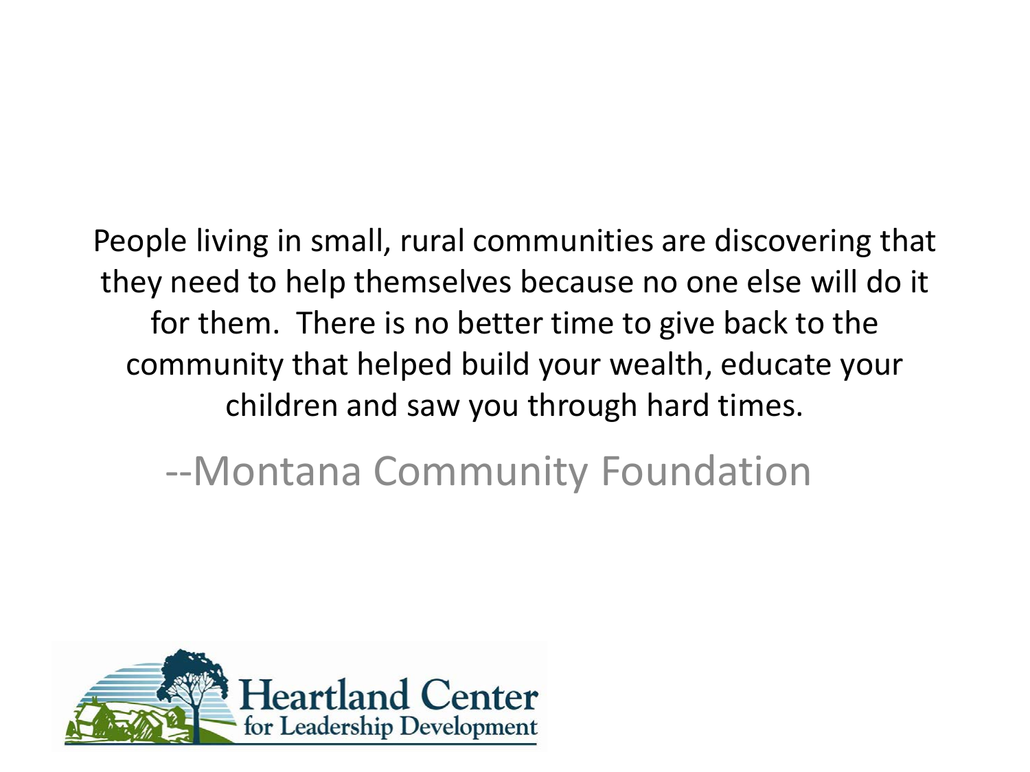People living in small, rural communities are discovering that they need to help themselves because no one else will do it for them. There is no better time to give back to the community that helped build your wealth, educate your children and saw you through hard times.

--Montana Community Foundation

Heartland Center for Leadership Development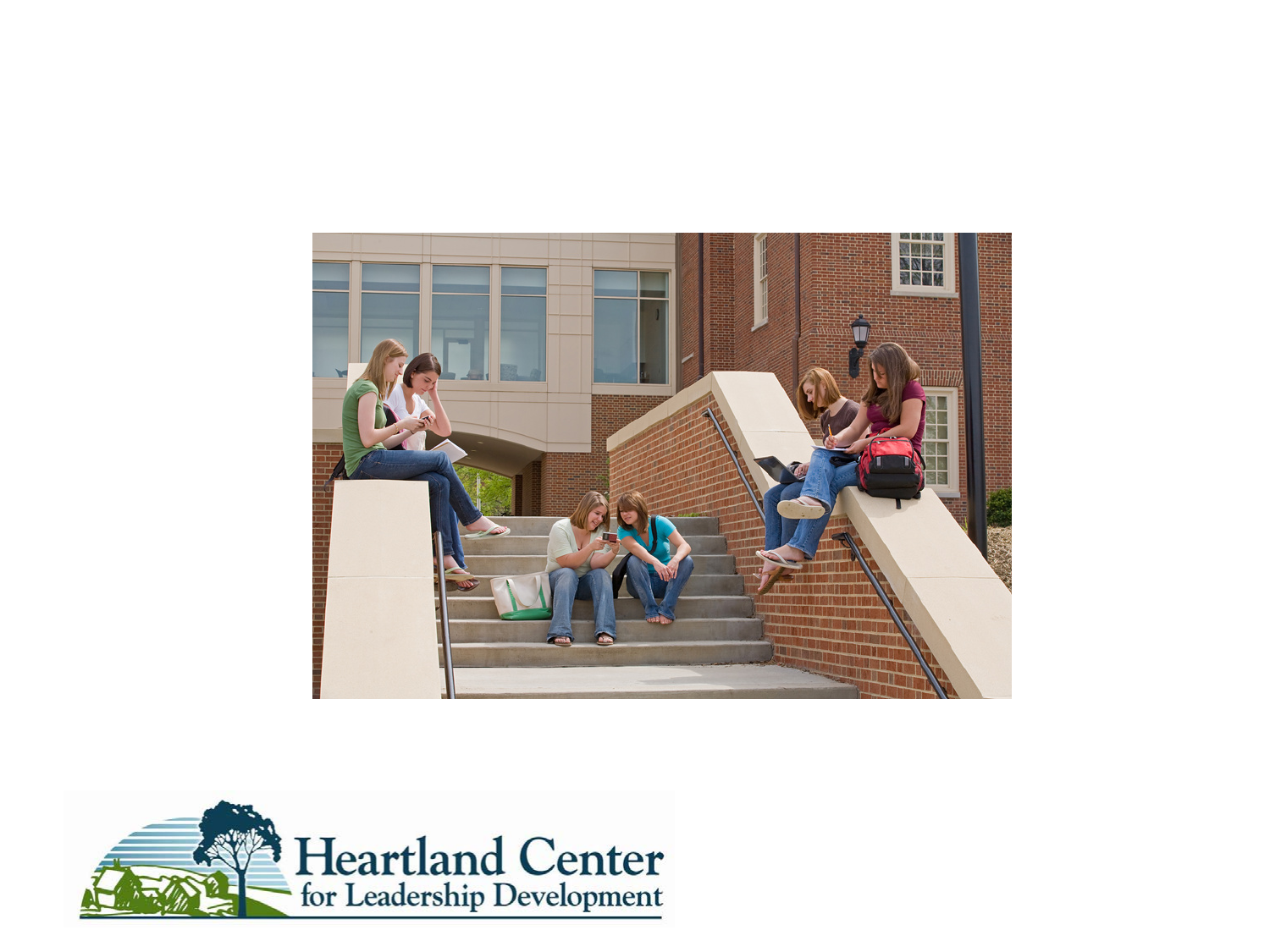Heartland Center for Leadership Development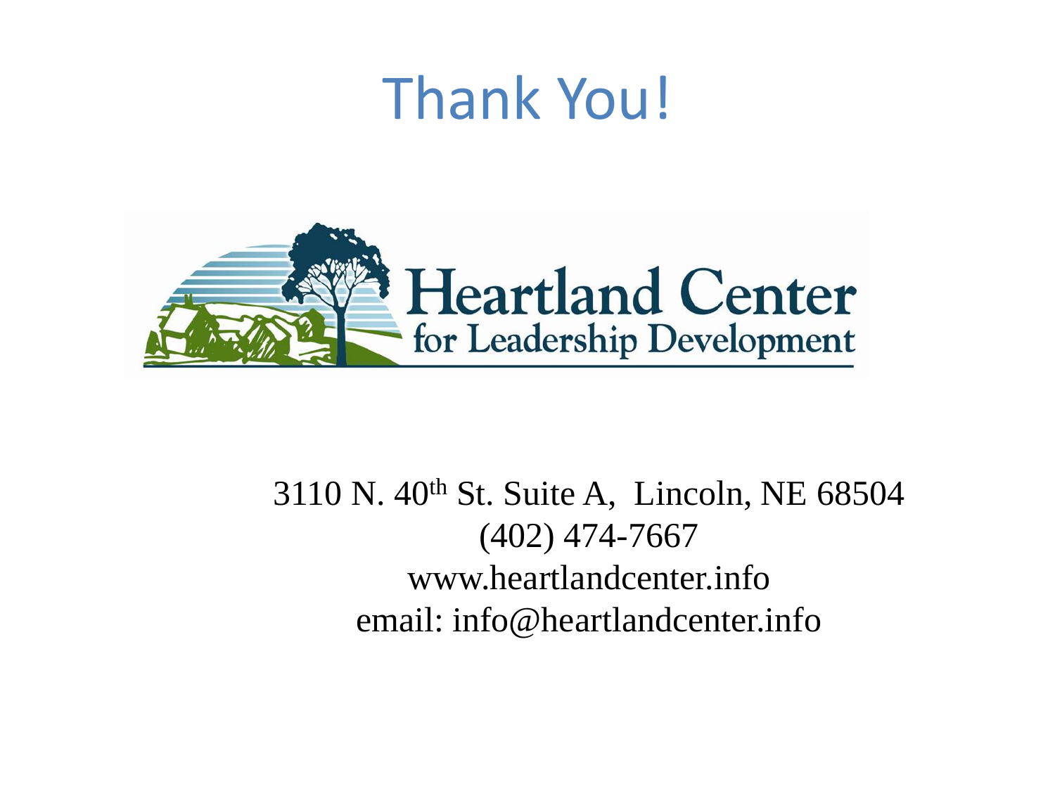# Thank You!

Heartland Center
for Leadership Development

3110 N. 40th St. Suite A, Lincoln, NE 68504
(402) 474-7667
www.heartlandcenter.info
email: info@heartlandcenter.info